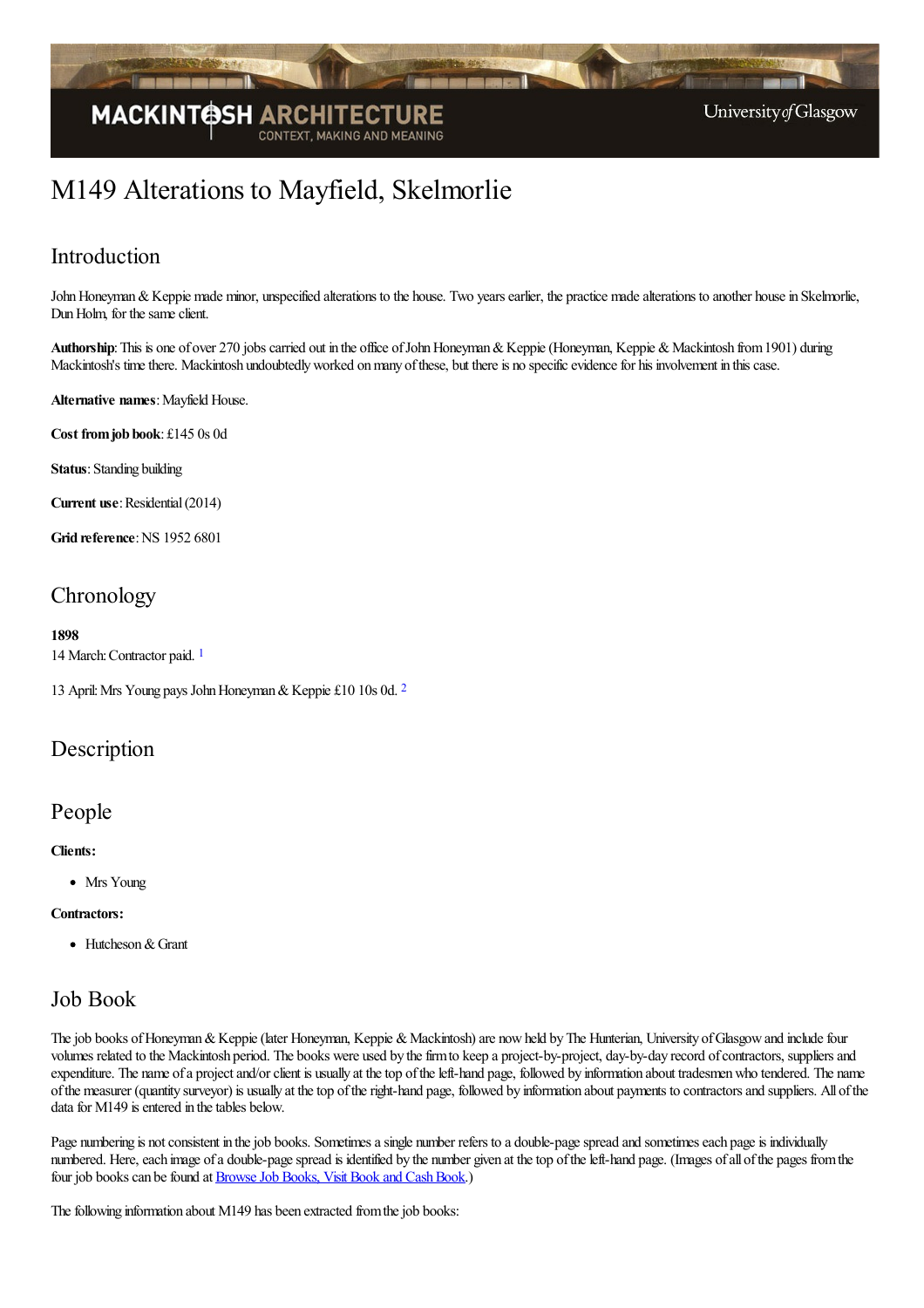# M149 Alterations to Mayfield, Skelmorlie

## Introduction

John Honeyman & Keppie made minor, unspecified alterations to the house. Two years earlier, the practice made alterations to another house in Skelmorlie, Dun Holm, for the same client.

**Authorship**: This is one of over 270 jobs carried out in the office of John Honeyman & Keppie (Honeyman, Keppie & Mackintosh from 1901) during Mackintosh's time there. Mackintosh undoubtedly worked on many of these, but there is no specific evidence for his involvement in this case.

**Alternative names**: Mayfield House.

**Cost from job book**: £145 0s 0d

**Status**: Standing building

**Current use**: Residential (2014)

**Grid reference**: NS 1952 6801

## Chronology

**1898**

14 March: Contractor paid. [1]

13 April: Mrs Young pays John Honeyman & Keppie £10 10s 0d. [2]

## Description

## People

**Clients:**

- Mrs Young

**Contractors:**

- Hutcheson & Grant

## Job Book

The job books of Honeyman & Keppie (later Honeyman, Keppie & Mackintosh) are now held by The Hunterian, University of Glasgow and include four volumes related to the Mackintosh period. The books were used by the firm to keep a project-by-project, day-by-day record of contractors, suppliers and expenditure. The name of a project and/or client is usually at the top of the left-hand page, followed by information about tradesmen who tendered. The name of the measurer (quantity surveyor) is usually at the top of the right-hand page, followed by information about payments to contractors and suppliers. All of the data for M149 is entered in the tables below.

Page numbering is not consistent in the job books. Sometimes a single number refers to a double-page spread and sometimes each page is individually numbered. Here, each image of a double-page spread is identified by the number given at the top of the left-hand page. (Images of all of the pages from the four job books can be found at [Browse Job Books, Visit Book and Cash Book](#).)

The following information about M149 has been extracted from the job books: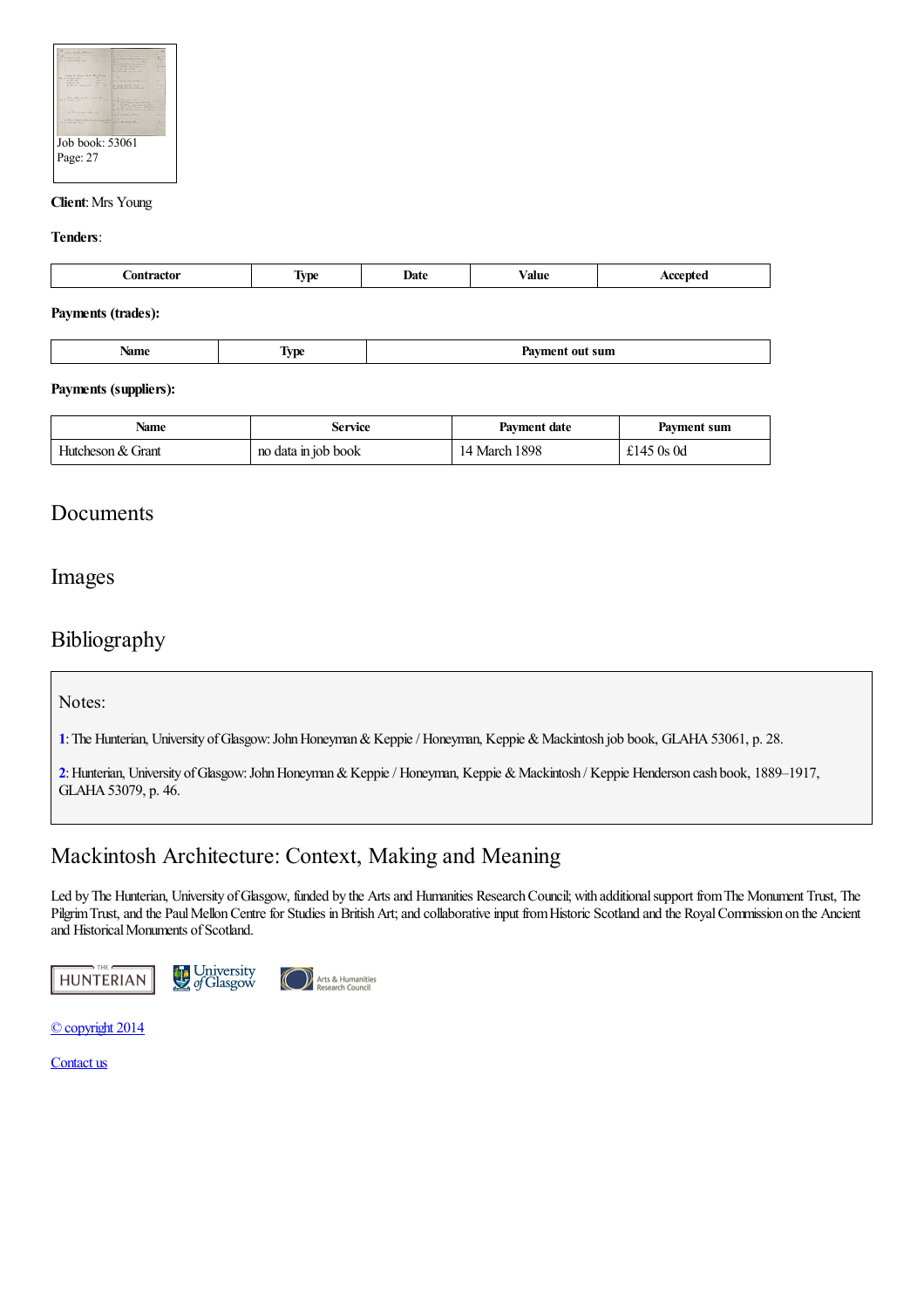Job book: 53061
Page: 27

**Client**: Mrs Young

**Tenders**:

| Contractor | Type | Date | Value | Accepted |
|---|---|---|---|---|

**Payments (trades):**

| Name | Type | Payment out sum |
|---|---|---|

**Payments (suppliers):**

| Name | Service | Payment date | Payment sum |
|---|---|---|---|
| Hutcheson & Grant | no data in job book | 14 March 1898 | £145 0s 0d |

## Documents

## Images

## Bibliography

Notes:

1: The Hunterian, University of Glasgow: John Honeyman & Keppie / Honeyman, Keppie & Mackintosh job book, GLAHA 53061, p. 28.

2: Hunterian, University of Glasgow: John Honeyman & Keppie / Honeyman, Keppie & Mackintosh / Keppie Henderson cash book, 1889–1917, GLAHA 53079, p. 46.

## Mackintosh Architecture: Context, Making and Meaning

Led by The Hunterian, University of Glasgow, funded by the Arts and Humanities Research Council; with additional support from The Monument Trust, The Pilgrim Trust, and the Paul Mellon Centre for Studies in British Art; and collaborative input from Historic Scotland and the Royal Commission on the Ancient and Historical Monuments of Scotland.

© copyright 2014

Contact us